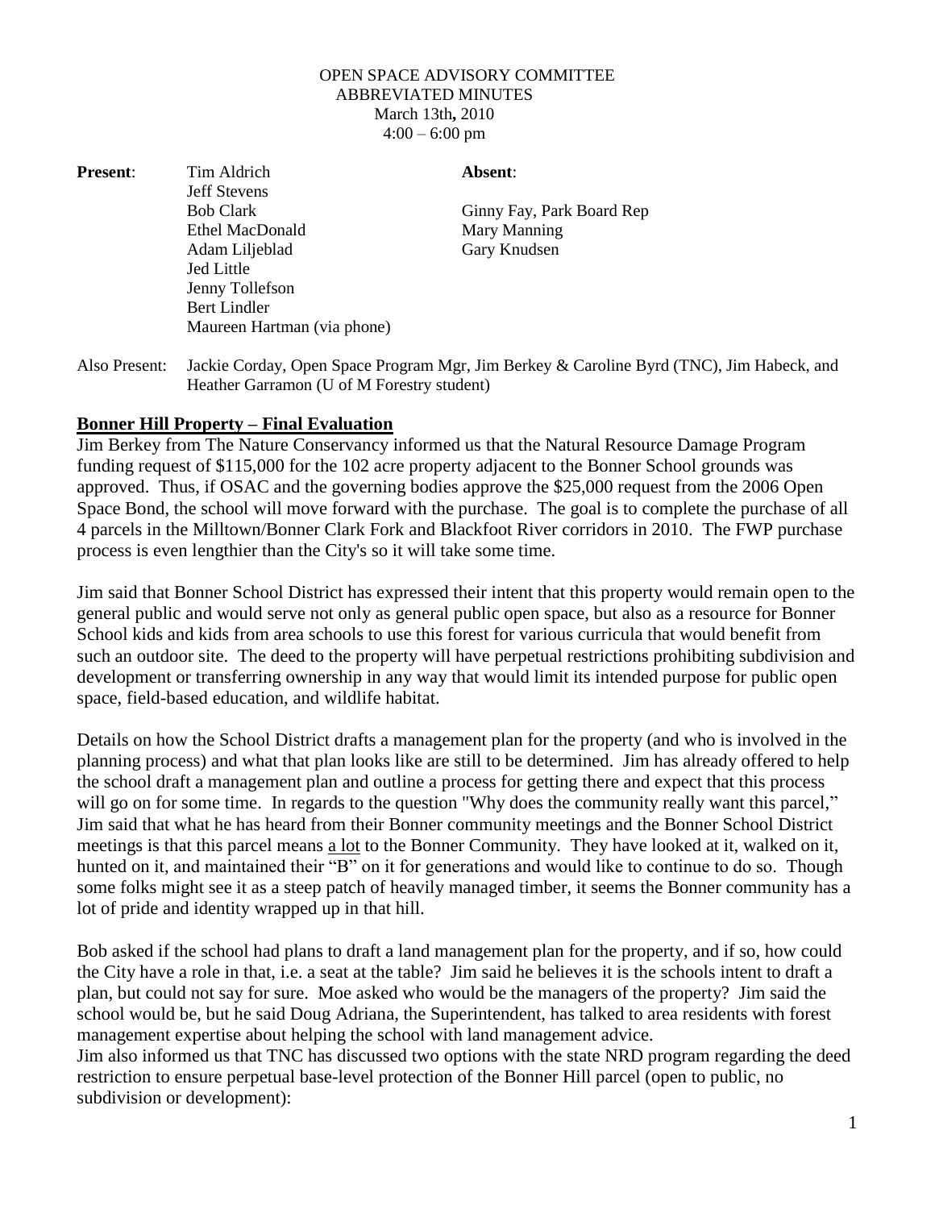OPEN SPACE ADVISORY COMMITTEE
ABBREVIATED MINUTES
March 13th**,** 2010
4:00 – 6:00 pm

| **Present**: | | **Absent**: |
|---|---|---|
| | Tim Aldrich | |
| | Jeff Stevens | |
| | Bob Clark | Ginny Fay, Park Board Rep |
| | Ethel MacDonald | Mary Manning |
| | Adam Liljeblad | Gary Knudsen |
| | Jed Little | |
| | Jenny Tollefson | |
| | Bert Lindler | |
| | Maureen Hartman (via phone) | |

Also Present: Jackie Corday, Open Space Program Mgr, Jim Berkey & Caroline Byrd (TNC), Jim Habeck, and Heather Garramon (U of M Forestry student)

## Bonner Hill Property – Final Evaluation

Jim Berkey from The Nature Conservancy informed us that the Natural Resource Damage Program funding request of $115,000 for the 102 acre property adjacent to the Bonner School grounds was approved. Thus, if OSAC and the governing bodies approve the $25,000 request from the 2006 Open Space Bond, the school will move forward with the purchase. The goal is to complete the purchase of all 4 parcels in the Milltown/Bonner Clark Fork and Blackfoot River corridors in 2010. The FWP purchase process is even lengthier than the City's so it will take some time.

Jim said that Bonner School District has expressed their intent that this property would remain open to the general public and would serve not only as general public open space, but also as a resource for Bonner School kids and kids from area schools to use this forest for various curricula that would benefit from such an outdoor site. The deed to the property will have perpetual restrictions prohibiting subdivision and development or transferring ownership in any way that would limit its intended purpose for public open space, field-based education, and wildlife habitat.

Details on how the School District drafts a management plan for the property (and who is involved in the planning process) and what that plan looks like are still to be determined. Jim has already offered to help the school draft a management plan and outline a process for getting there and expect that this process will go on for some time. In regards to the question "Why does the community really want this parcel," Jim said that what he has heard from their Bonner community meetings and the Bonner School District meetings is that this parcel means <u>a lot</u> to the Bonner Community. They have looked at it, walked on it, hunted on it, and maintained their "B" on it for generations and would like to continue to do so. Though some folks might see it as a steep patch of heavily managed timber, it seems the Bonner community has a lot of pride and identity wrapped up in that hill.

Bob asked if the school had plans to draft a land management plan for the property, and if so, how could the City have a role in that, i.e. a seat at the table? Jim said he believes it is the schools intent to draft a plan, but could not say for sure. Moe asked who would be the managers of the property? Jim said the school would be, but he said Doug Adriana, the Superintendent, has talked to area residents with forest management expertise about helping the school with land management advice.

Jim also informed us that TNC has discussed two options with the state NRD program regarding the deed restriction to ensure perpetual base-level protection of the Bonner Hill parcel (open to public, no subdivision or development):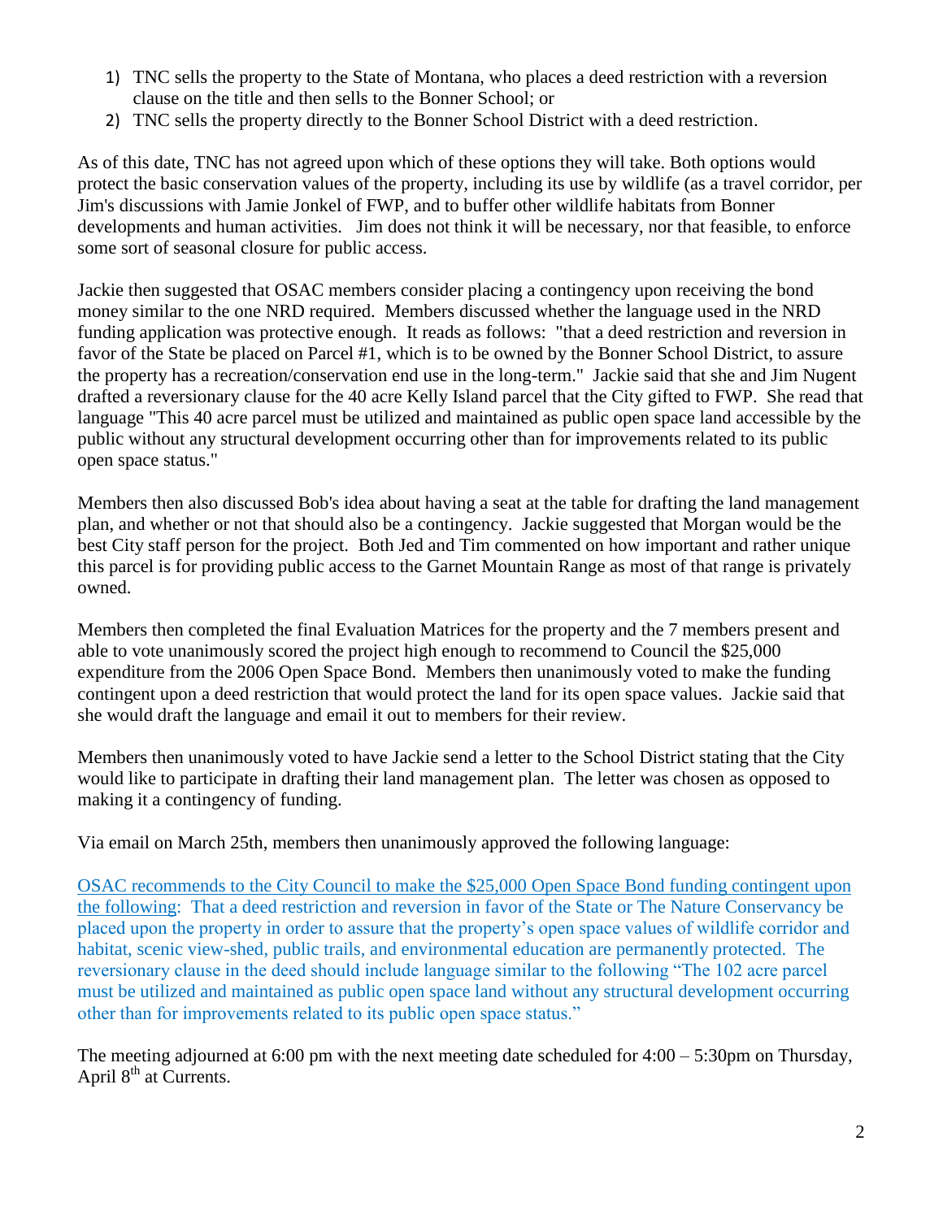1) TNC sells the property to the State of Montana, who places a deed restriction with a reversion clause on the title and then sells to the Bonner School; or
2) TNC sells the property directly to the Bonner School District with a deed restriction.

As of this date, TNC has not agreed upon which of these options they will take. Both options would protect the basic conservation values of the property, including its use by wildlife (as a travel corridor, per Jim's discussions with Jamie Jonkel of FWP, and to buffer other wildlife habitats from Bonner developments and human activities. Jim does not think it will be necessary, nor that feasible, to enforce some sort of seasonal closure for public access.

Jackie then suggested that OSAC members consider placing a contingency upon receiving the bond money similar to the one NRD required. Members discussed whether the language used in the NRD funding application was protective enough. It reads as follows: "that a deed restriction and reversion in favor of the State be placed on Parcel #1, which is to be owned by the Bonner School District, to assure the property has a recreation/conservation end use in the long-term." Jackie said that she and Jim Nugent drafted a reversionary clause for the 40 acre Kelly Island parcel that the City gifted to FWP. She read that language "This 40 acre parcel must be utilized and maintained as public open space land accessible by the public without any structural development occurring other than for improvements related to its public open space status."

Members then also discussed Bob's idea about having a seat at the table for drafting the land management plan, and whether or not that should also be a contingency. Jackie suggested that Morgan would be the best City staff person for the project. Both Jed and Tim commented on how important and rather unique this parcel is for providing public access to the Garnet Mountain Range as most of that range is privately owned.

Members then completed the final Evaluation Matrices for the property and the 7 members present and able to vote unanimously scored the project high enough to recommend to Council the $25,000 expenditure from the 2006 Open Space Bond. Members then unanimously voted to make the funding contingent upon a deed restriction that would protect the land for its open space values. Jackie said that she would draft the language and email it out to members for their review.

Members then unanimously voted to have Jackie send a letter to the School District stating that the City would like to participate in drafting their land management plan. The letter was chosen as opposed to making it a contingency of funding.

Via email on March 25th, members then unanimously approved the following language:

OSAC recommends to the City Council to make the $25,000 Open Space Bond funding contingent upon the following: That a deed restriction and reversion in favor of the State or The Nature Conservancy be placed upon the property in order to assure that the property's open space values of wildlife corridor and habitat, scenic view-shed, public trails, and environmental education are permanently protected. The reversionary clause in the deed should include language similar to the following "The 102 acre parcel must be utilized and maintained as public open space land without any structural development occurring other than for improvements related to its public open space status."

The meeting adjourned at 6:00 pm with the next meeting date scheduled for 4:00 – 5:30pm on Thursday, April 8th at Currents.